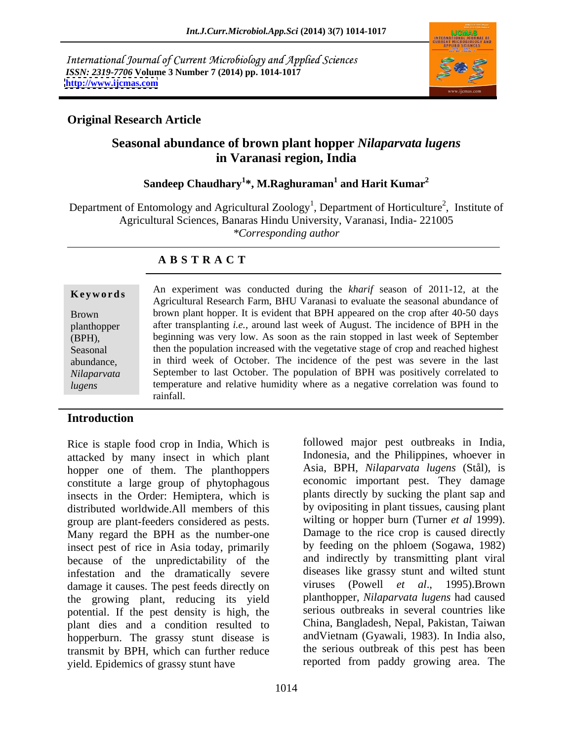International Journal of Current Microbiology and Applied Sciences
*ISSN: 2319-7706* **Volume 3 Number 7 (2014) pp. 1014-1017**
**http://www.ijcmas.com**

**Original Research Article**

# Seasonal abundance of brown plant hopper *Nilaparvata lugens* in Varanasi region, India

**Sandeep Chaudhary[1]*, M.Raghuraman[1] and Harit Kumar[2]**

Department of Entomology and Agricultural Zoology[1], Department of Horticulture[2], Institute of Agricultural Sciences, Banaras Hindu University, Varanasi, India- 221005
*\*Corresponding author*

## ABSTRACT

**Keywords**

Brown planthopper (BPH), Seasonal abundance, *Nilaparvata lugens*

An experiment was conducted during the *kharif* season of 2011-12, at the Agricultural Research Farm, BHU Varanasi to evaluate the seasonal abundance of brown plant hopper. It is evident that BPH appeared on the crop after 40-50 days after transplanting *i.e.,* around last week of August. The incidence of BPH in the beginning was very low. As soon as the rain stopped in last week of September then the population increased with the vegetative stage of crop and reached highest in third week of October. The incidence of the pest was severe in the last September to last October. The population of BPH was positively correlated to temperature and relative humidity where as a negative correlation was found to rainfall.

## Introduction

Rice is staple food crop in India, Which is attacked by many insect in which plant hopper one of them. The planthoppers constitute a large group of phytophagous insects in the Order: Hemiptera, which is distributed worldwide.All members of this group are plant-feeders considered as pests. Many regard the BPH as the number-one insect pest of rice in Asia today, primarily because of the unpredictability of the infestation and the dramatically severe damage it causes. The pest feeds directly on the growing plant, reducing its yield potential. If the pest density is high, the plant dies and a condition resulted to hopperburn. The grassy stunt disease is transmit by BPH, which can further reduce yield. Epidemics of grassy stunt have followed major pest outbreaks in India, Indonesia, and the Philippines, whoever in Asia, BPH, *Nilaparvata lugens* (Stål), is economic important pest. They damage plants directly by sucking the plant sap and by ovipositing in plant tissues, causing plant wilting or hopper burn (Turner *et al* 1999). Damage to the rice crop is caused directly by feeding on the phloem (Sogawa, 1982) and indirectly by transmitting plant viral diseases like grassy stunt and wilted stunt viruses (Powell *et al*., 1995).Brown planthopper, *Nilaparvata lugens* had caused serious outbreaks in several countries like China, Bangladesh, Nepal, Pakistan, Taiwan andVietnam (Gyawali, 1983). In India also, the serious outbreak of this pest has been reported from paddy growing area. The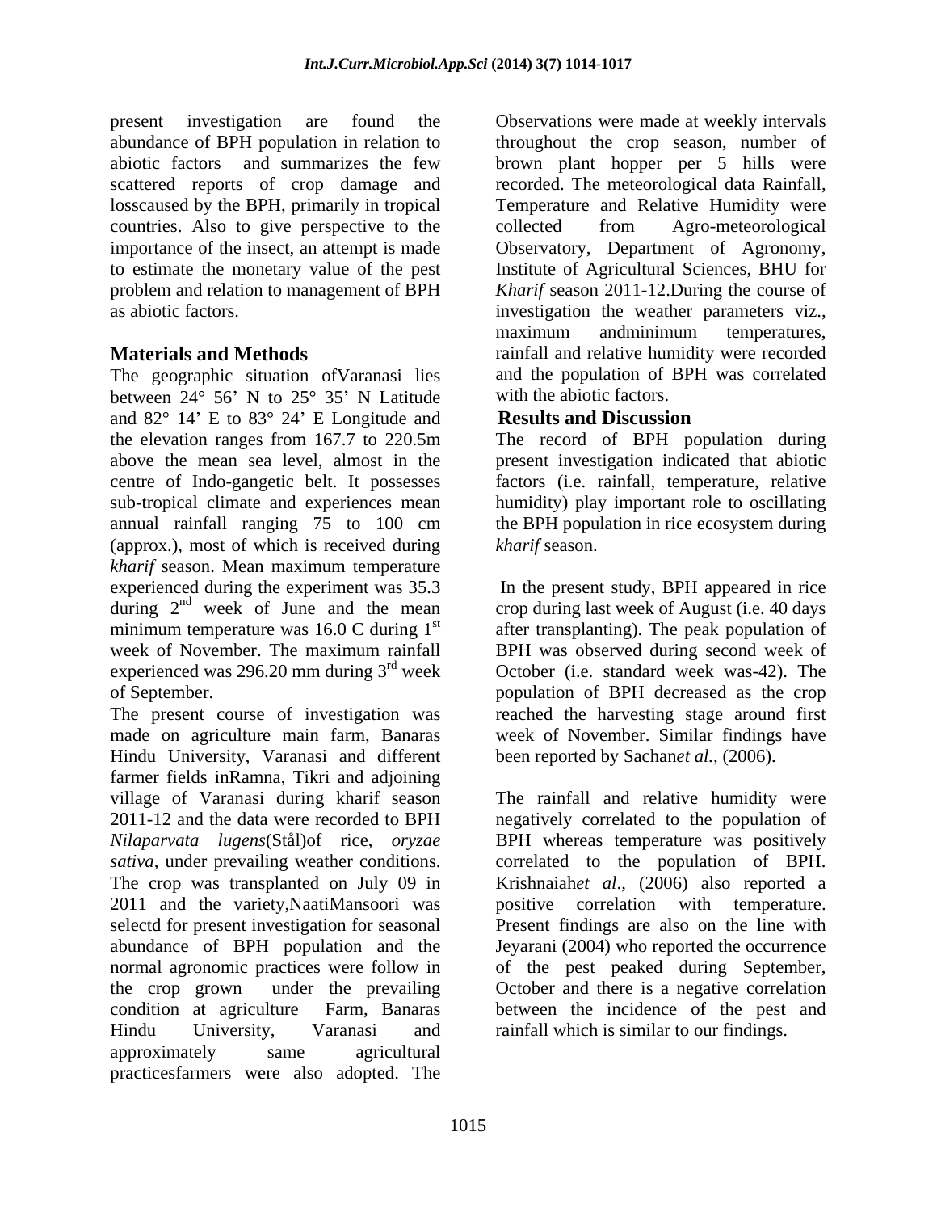present investigation are found the abundance of BPH population in relation to abiotic factors and summarizes the few scattered reports of crop damage and losscaused by the BPH, primarily in tropical countries. Also to give perspective to the importance of the insect, an attempt is made to estimate the monetary value of the pest problem and relation to management of BPH as abiotic factors.

## Materials and Methods

The geographic situation ofVaranasi lies between 24° 56' N to 25° 35' N Latitude and 82° 14' E to 83° 24' E Longitude and the elevation ranges from 167.7 to 220.5m above the mean sea level, almost in the centre of Indo-gangetic belt. It possesses sub-tropical climate and experiences mean annual rainfall ranging 75 to 100 cm (approx.), most of which is received during *kharif* season. Mean maximum temperature experienced during the experiment was 35.3 during 2nd week of June and the mean minimum temperature was 16.0 C during 1st week of November. The maximum rainfall experienced was 296.20 mm during 3rd week of September.

The present course of investigation was made on agriculture main farm, Banaras Hindu University, Varanasi and different farmer fields inRamna, Tikri and adjoining village of Varanasi during kharif season 2011-12 and the data were recorded to BPH *Nilaparvata lugens*(Stål)of rice, *oryzae sativa*, under prevailing weather conditions. The crop was transplanted on July 09 in 2011 and the variety,NaatiMansoori was selectd for present investigation for seasonal abundance of BPH population and the normal agronomic practices were follow in the crop grown under the prevailing condition at agriculture Farm, Banaras Hindu University, Varanasi and approximately same agricultural practicesfarmers were also adopted. The Observations were made at weekly intervals throughout the crop season, number of brown plant hopper per 5 hills were recorded. The meteorological data Rainfall, Temperature and Relative Humidity were collected from Agro-meteorological Observatory, Department of Agronomy, Institute of Agricultural Sciences, BHU for *Kharif* season 2011-12.During the course of investigation the weather parameters viz., maximum andminimum temperatures, rainfall and relative humidity were recorded and the population of BPH was correlated with the abiotic factors.

## Results and Discussion

The record of BPH population during present investigation indicated that abiotic factors (i.e. rainfall, temperature, relative humidity) play important role to oscillating the BPH population in rice ecosystem during *kharif* season.

In the present study, BPH appeared in rice crop during last week of August (i.e. 40 days after transplanting). The peak population of BPH was observed during second week of October (i.e. standard week was-42). The population of BPH decreased as the crop reached the harvesting stage around first week of November. Similar findings have been reported by Sachan*et al.,* (2006).

The rainfall and relative humidity were negatively correlated to the population of BPH whereas temperature was positively correlated to the population of BPH. Krishnaiah*et al*., (2006) also reported a positive correlation with temperature. Present findings are also on the line with Jeyarani (2004) who reported the occurrence of the pest peaked during September, October and there is a negative correlation between the incidence of the pest and rainfall which is similar to our findings.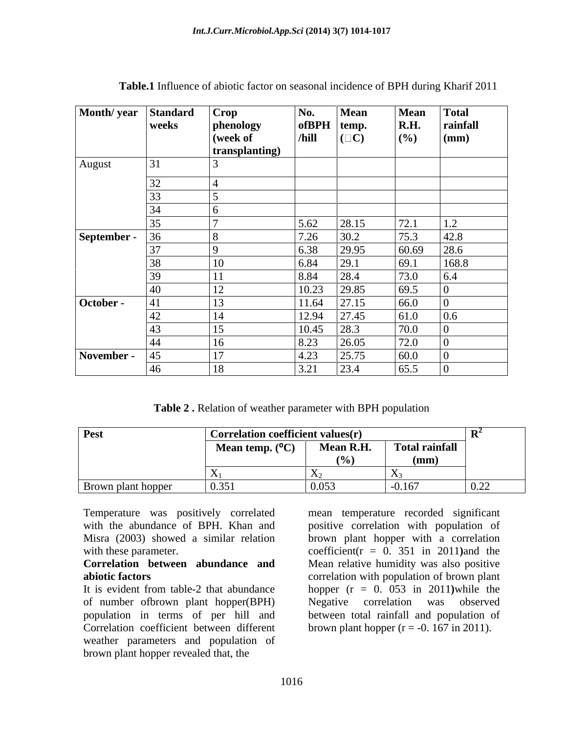**Table.1** Influence of abiotic factor on seasonal incidence of BPH during Kharif 2011

| Month/ year | Standard weeks | Crop phenology (week of transplanting) | No. ofBPH /hill | Mean temp. (□C) | Mean R.H. (%) | Total rainfall (mm) |
|---|---|---|---|---|---|---|
| August | 31 | 3 | | | | |
| | 32 | 4 | | | | |
| | 33 | 5 | | | | |
| | 34 | 6 | | | | |
| | 35 | 7 | 5.62 | 28.15 | 72.1 | 1.2 |
| **September -** | 36 | 8 | 7.26 | 30.2 | 75.3 | 42.8 |
| | 37 | 9 | 6.38 | 29.95 | 60.69 | 28.6 |
| | 38 | 10 | 6.84 | 29.1 | 69.1 | 168.8 |
| | 39 | 11 | 8.84 | 28.4 | 73.0 | 6.4 |
| | 40 | 12 | 10.23 | 29.85 | 69.5 | 0 |
| **October -** | 41 | 13 | 11.64 | 27.15 | 66.0 | 0 |
| | 42 | 14 | 12.94 | 27.45 | 61.0 | 0.6 |
| | 43 | 15 | 10.45 | 28.3 | 70.0 | 0 |
| | 44 | 16 | 8.23 | 26.05 | 72.0 | 0 |
| **November -** | 45 | 17 | 4.23 | 25.75 | 60.0 | 0 |
| | 46 | 18 | 3.21 | 23.4 | 65.5 | 0 |

**Table 2 .** Relation of weather parameter with BPH population

| Pest | Correlation coefficient values(r) | | | $R^2$ |
|---|---|---|---|---|
| | Mean temp. (°C) | Mean R.H. (%) | Total rainfall (mm) | |
| | $X_1$ | $X_2$ | $X_3$ | |
| Brown plant hopper | 0.351 | 0.053 | -0.167 | 0.22 |

Temperature was positively correlated with the abundance of BPH. Khan and Misra (2003) showed a similar relation with these parameter.

**Correlation between abundance and abiotic factors**

It is evident from table-2 that abundance of number ofbrown plant hopper(BPH) population in terms of per hill and Correlation coefficient between different weather parameters and population of brown plant hopper revealed that, the mean temperature recorded significant positive correlation with population of brown plant hopper with a correlation coefficient(r = 0. 351 in 2011)and the Mean relative humidity was also positive correlation with population of brown plant hopper (r = 0. 053 in 2011)while the Negative correlation was observed between total rainfall and population of brown plant hopper (r = -0. 167 in 2011).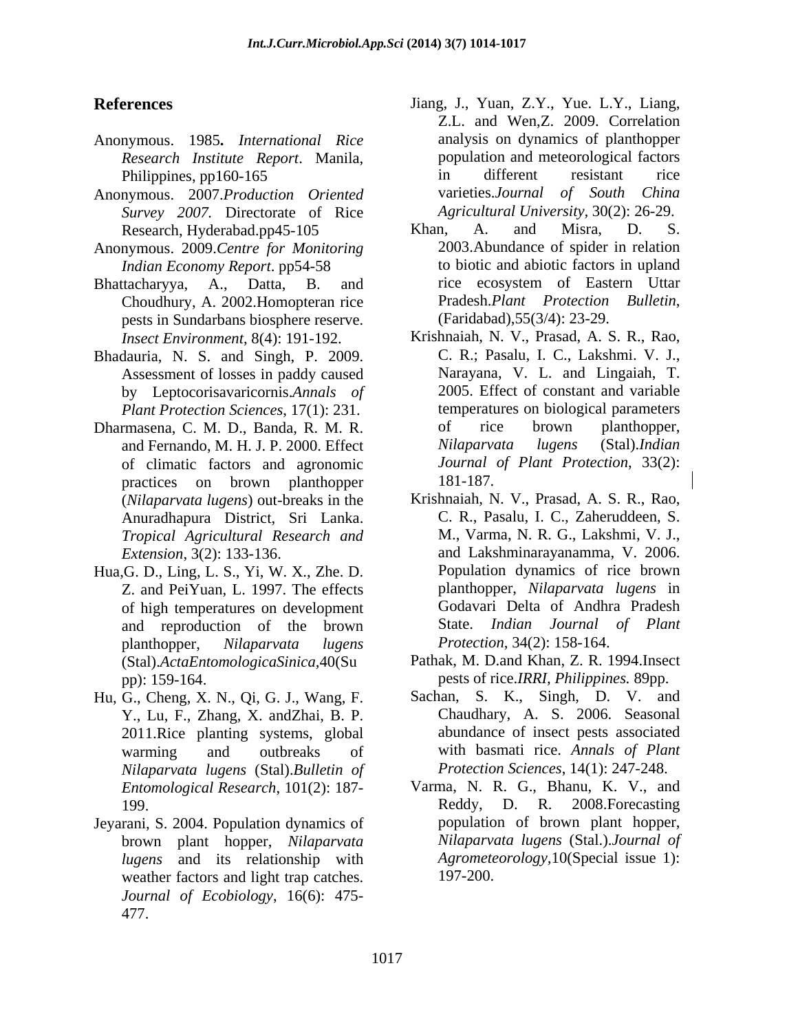## References

Anonymous. 1985**.** *International Rice Research Institute Report*. Manila, Philippines, pp160-165

Anonymous. 2007.*Production Oriented Survey 2007.* Directorate of Rice Research, Hyderabad.pp45-105

Anonymous. 2009.*Centre for Monitoring Indian Economy Report*. pp54-58

Bhattacharyya, A., Datta, B. and Choudhury, A. 2002.Homopteran rice pests in Sundarbans biosphere reserve. *Insect Environment*, 8(4): 191-192.

Bhadauria, N. S. and Singh, P. 2009. Assessment of losses in paddy caused by Leptocorisavaricornis.*Annals of Plant Protection Sciences*, 17(1): 231.

Dharmasena, C. M. D., Banda, R. M. R. and Fernando, M. H. J. P. 2000. Effect of climatic factors and agronomic practices on brown planthopper (*Nilaparvata lugens*) out-breaks in the Anuradhapura District, Sri Lanka. *Tropical Agricultural Research and Extension*, 3(2): 133-136.

Hua,G. D., Ling, L. S., Yi, W. X., Zhe. D. Z. and PeiYuan, L. 1997. The effects of high temperatures on development and reproduction of the brown planthopper, *Nilaparvata lugens* (Stal).*ActaEntomologicaSinica*,40(Suipp): 159-164.

Hu, G., Cheng, X. N., Qi, G. J., Wang, F. Y., Lu, F., Zhang, X. andZhai, B. P. 2011.Rice planting systems, global warming and outbreaks of *Nilaparvata lugens* (Stal).*Bulletin of Entomological Research*, 101(2): 187-199.

Jeyarani, S. 2004. Population dynamics of brown plant hopper, *Nilaparvata lugens* and its relationship with weather factors and light trap catches. *Journal of Ecobiology*, 16(6): 475-477.

Jiang, J., Yuan, Z.Y., Yue. L.Y., Liang, Z.L. and Wen,Z. 2009. Correlation analysis on dynamics of planthopper population and meteorological factors in different resistant rice varieties.*Journal of South China Agricultural University*, 30(2): 26-29.

Khan, A. and Misra, D. S. 2003.Abundance of spider in relation to biotic and abiotic factors in upland rice ecosystem of Eastern Uttar Pradesh.*Plant Protection Bulletin*, (Faridabad),55(3/4): 23-29.

Krishnaiah, N. V., Prasad, A. S. R., Rao, C. R.; Pasalu, I. C., Lakshmi. V. J., Narayana, V. L. and Lingaiah, T. 2005. Effect of constant and variable temperatures on biological parameters of rice brown planthopper, *Nilaparvata lugens* (Stal).*Indian Journal of Plant Protection*, 33(2): 181-187.

Krishnaiah, N. V., Prasad, A. S. R., Rao, C. R., Pasalu, I. C., Zaheruddeen, S. M., Varma, N. R. G., Lakshmi, V. J., and Lakshminarayanamma, V. 2006. Population dynamics of rice brown planthopper, *Nilaparvata lugens* in Godavari Delta of Andhra Pradesh State. *Indian Journal of Plant Protection*, 34(2): 158-164.

Pathak, M. D.and Khan, Z. R. 1994.Insect pests of rice.*IRRI, Philippines.* 89pp.

Sachan, S. K., Singh, D. V. and Chaudhary, A. S. 2006. Seasonal abundance of insect pests associated with basmati rice. *Annals of Plant Protection Sciences*, 14(1): 247-248.

Varma, N. R. G., Bhanu, K. V., and Reddy, D. R. 2008.Forecasting population of brown plant hopper, *Nilaparvata lugens* (Stal.).*Journal of Agrometeorology*,10(Special issue 1): 197-200.